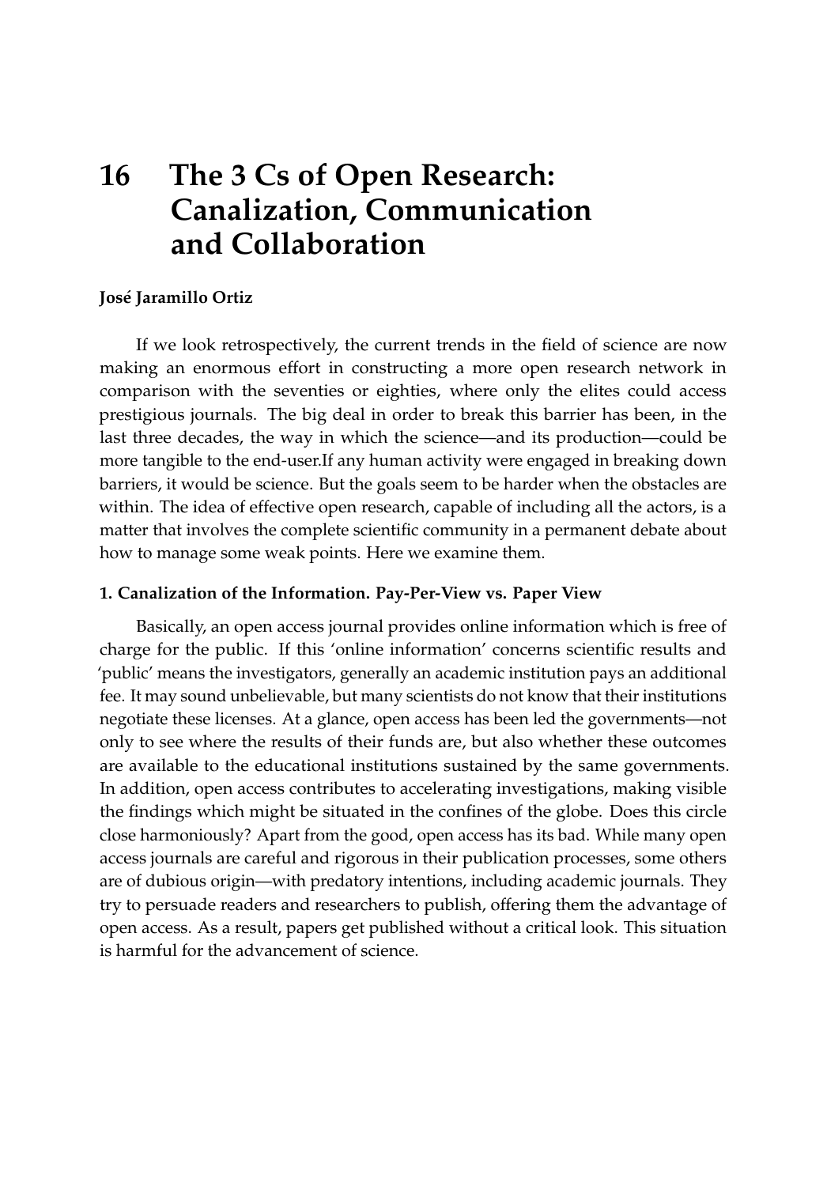# 16 The 3 Cs of Open Research: Canalization, Communication and Collaboration

**José Jaramillo Ortiz**

If we look retrospectively, the current trends in the field of science are now making an enormous effort in constructing a more open research network in comparison with the seventies or eighties, where only the elites could access prestigious journals. The big deal in order to break this barrier has been, in the last three decades, the way in which the science—and its production—could be more tangible to the end-user.If any human activity were engaged in breaking down barriers, it would be science. But the goals seem to be harder when the obstacles are within. The idea of effective open research, capable of including all the actors, is a matter that involves the complete scientific community in a permanent debate about how to manage some weak points. Here we examine them.

**1. Canalization of the Information. Pay-Per-View vs. Paper View**

Basically, an open access journal provides online information which is free of charge for the public. If this 'online information' concerns scientific results and 'public' means the investigators, generally an academic institution pays an additional fee. It may sound unbelievable, but many scientists do not know that their institutions negotiate these licenses. At a glance, open access has been led the governments—not only to see where the results of their funds are, but also whether these outcomes are available to the educational institutions sustained by the same governments. In addition, open access contributes to accelerating investigations, making visible the findings which might be situated in the confines of the globe. Does this circle close harmoniously? Apart from the good, open access has its bad. While many open access journals are careful and rigorous in their publication processes, some others are of dubious origin—with predatory intentions, including academic journals. They try to persuade readers and researchers to publish, offering them the advantage of open access. As a result, papers get published without a critical look. This situation is harmful for the advancement of science.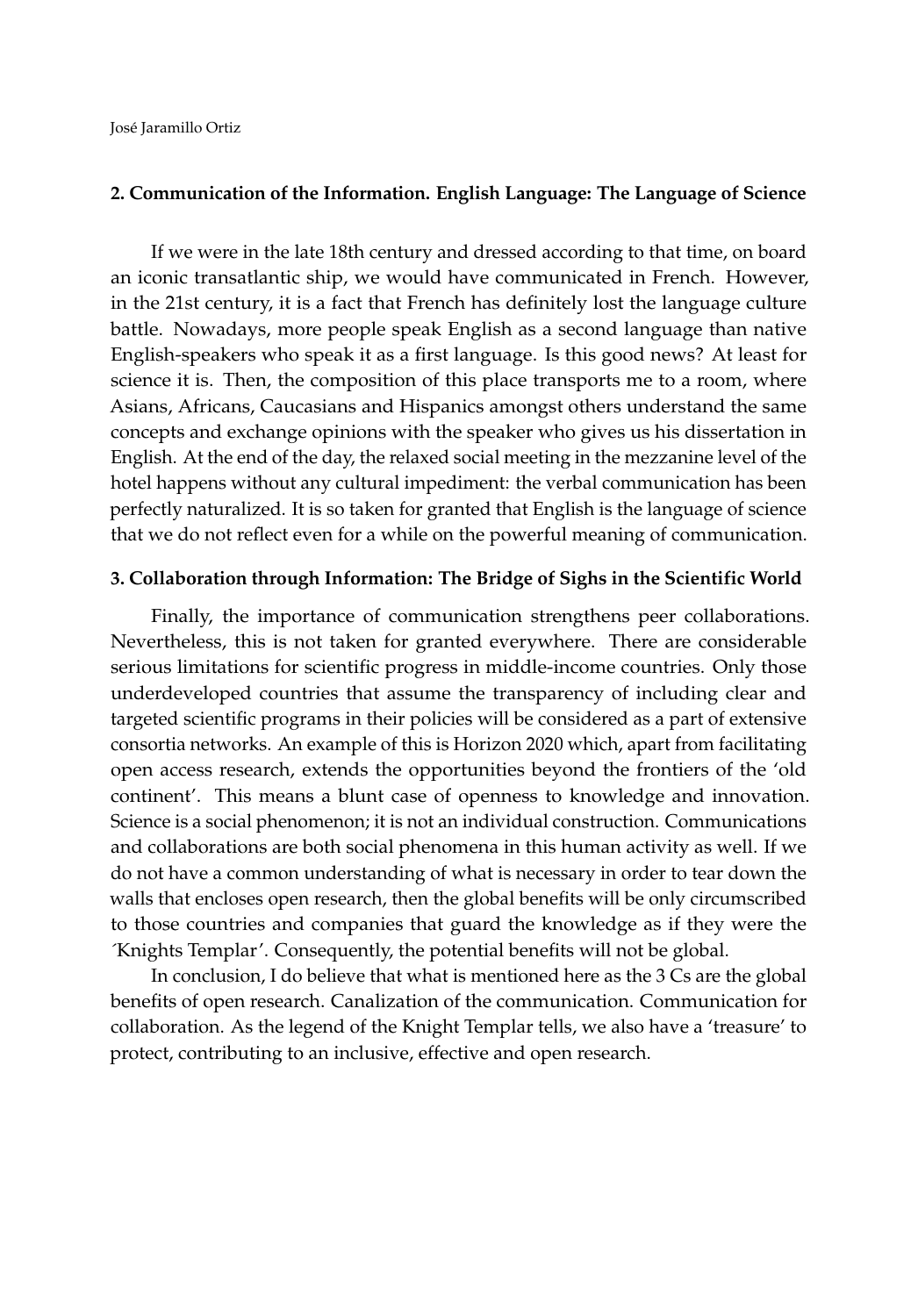## 2. Communication of the Information. English Language: The Language of Science

If we were in the late 18th century and dressed according to that time, on board an iconic transatlantic ship, we would have communicated in French. However, in the 21st century, it is a fact that French has definitely lost the language culture battle. Nowadays, more people speak English as a second language than native English-speakers who speak it as a first language. Is this good news? At least for science it is. Then, the composition of this place transports me to a room, where Asians, Africans, Caucasians and Hispanics amongst others understand the same concepts and exchange opinions with the speaker who gives us his dissertation in English. At the end of the day, the relaxed social meeting in the mezzanine level of the hotel happens without any cultural impediment: the verbal communication has been perfectly naturalized. It is so taken for granted that English is the language of science that we do not reflect even for a while on the powerful meaning of communication.

## 3. Collaboration through Information: The Bridge of Sighs in the Scientific World

Finally, the importance of communication strengthens peer collaborations. Nevertheless, this is not taken for granted everywhere. There are considerable serious limitations for scientific progress in middle-income countries. Only those underdeveloped countries that assume the transparency of including clear and targeted scientific programs in their policies will be considered as a part of extensive consortia networks. An example of this is Horizon 2020 which, apart from facilitating open access research, extends the opportunities beyond the frontiers of the 'old continent'. This means a blunt case of openness to knowledge and innovation. Science is a social phenomenon; it is not an individual construction. Communications and collaborations are both social phenomena in this human activity as well. If we do not have a common understanding of what is necessary in order to tear down the walls that encloses open research, then the global benefits will be only circumscribed to those countries and companies that guard the knowledge as if they were the ´Knights Templar'. Consequently, the potential benefits will not be global.

In conclusion, I do believe that what is mentioned here as the 3 Cs are the global benefits of open research. Canalization of the communication. Communication for collaboration. As the legend of the Knight Templar tells, we also have a 'treasure' to protect, contributing to an inclusive, effective and open research.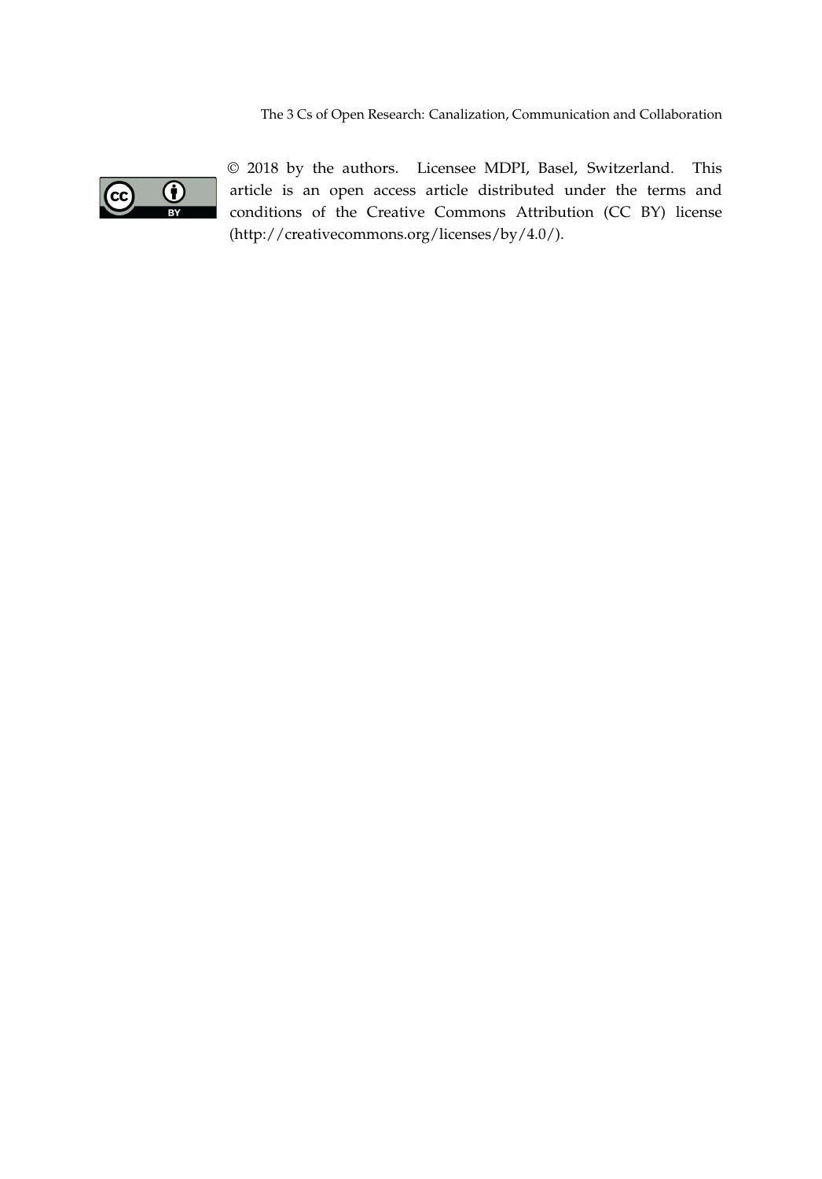© 2018 by the authors. Licensee MDPI, Basel, Switzerland. This article is an open access article distributed under the terms and conditions of the Creative Commons Attribution (CC BY) license (http://creativecommons.org/licenses/by/4.0/).